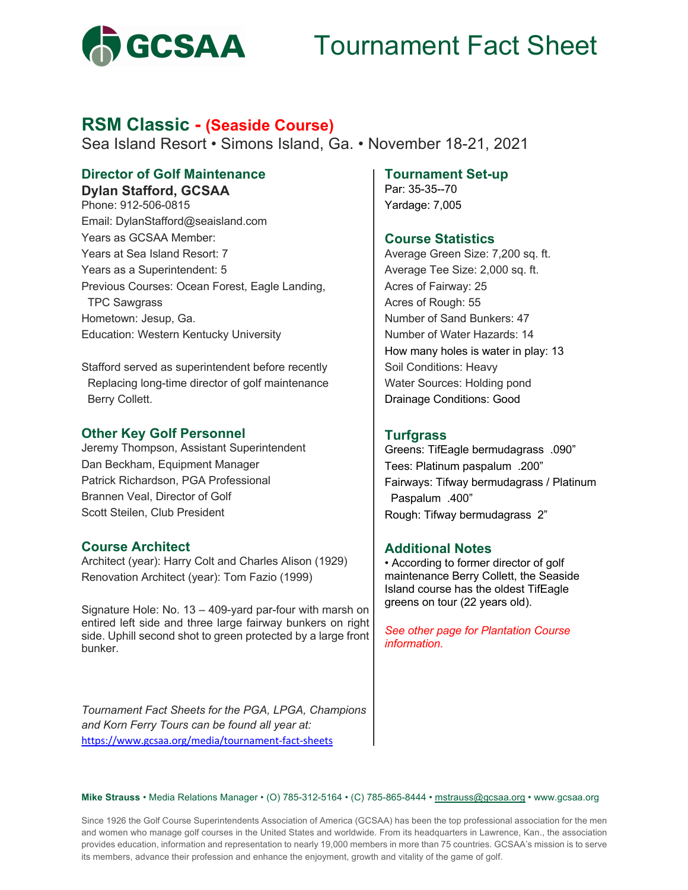GCSAA

# Tournament Fact Sheet

## RSM Classic - (Seaside Course)

Sea Island Resort • Simons Island, Ga. • November 18-21, 2021

### Director of Golf Maintenance

**Dylan Stafford, GCSAA**

Phone: 912-506-0815
Email: DylanStafford@seaisland.com
Years as GCSAA Member:
Years at Sea Island Resort: 7
Years as a Superintendent: 5
Previous Courses: Ocean Forest, Eagle Landing, TPC Sawgrass
Hometown: Jesup, Ga.
Education: Western Kentucky University

Stafford served as superintendent before recently Replacing long-time director of golf maintenance Berry Collett.

### Other Key Golf Personnel

Jeremy Thompson, Assistant Superintendent
Dan Beckham, Equipment Manager
Patrick Richardson, PGA Professional
Brannen Veal, Director of Golf
Scott Steilen, Club President

### Course Architect

Architect (year): Harry Colt and Charles Alison (1929)
Renovation Architect (year): Tom Fazio (1999)

Signature Hole: No. 13 – 409-yard par-four with marsh on entired left side and three large fairway bunkers on right side. Uphill second shot to green protected by a large front bunker.

*Tournament Fact Sheets for the PGA, LPGA, Champions and Korn Ferry Tours can be found all year at:*
https://www.gcsaa.org/media/tournament-fact-sheets

### Tournament Set-up

Par: 35-35--70
Yardage: 7,005

### Course Statistics

Average Green Size: 7,200 sq. ft.
Average Tee Size: 2,000 sq. ft.
Acres of Fairway: 25
Acres of Rough: 55
Number of Sand Bunkers: 47
Number of Water Hazards: 14
How many holes is water in play: 13
Soil Conditions: Heavy
Water Sources: Holding pond
Drainage Conditions: Good

### Turfgrass

Greens: TifEagle bermudagrass .090”
Tees: Platinum paspalum .200”
Fairways: Tifway bermudagrass / Platinum Paspalum .400”
Rough: Tifway bermudagrass 2”

### Additional Notes

- According to former director of golf maintenance Berry Collett, the Seaside Island course has the oldest TifEagle greens on tour (22 years old).

*See other page for Plantation Course information.*

**Mike Strauss** • Media Relations Manager • (O) 785-312-5164 • (C) 785-865-8444 • mstrauss@gcsaa.org • www.gcsaa.org

Since 1926 the Golf Course Superintendents Association of America (GCSAA) has been the top professional association for the men and women who manage golf courses in the United States and worldwide. From its headquarters in Lawrence, Kan., the association provides education, information and representation to nearly 19,000 members in more than 75 countries. GCSAA’s mission is to serve its members, advance their profession and enhance the enjoyment, growth and vitality of the game of golf.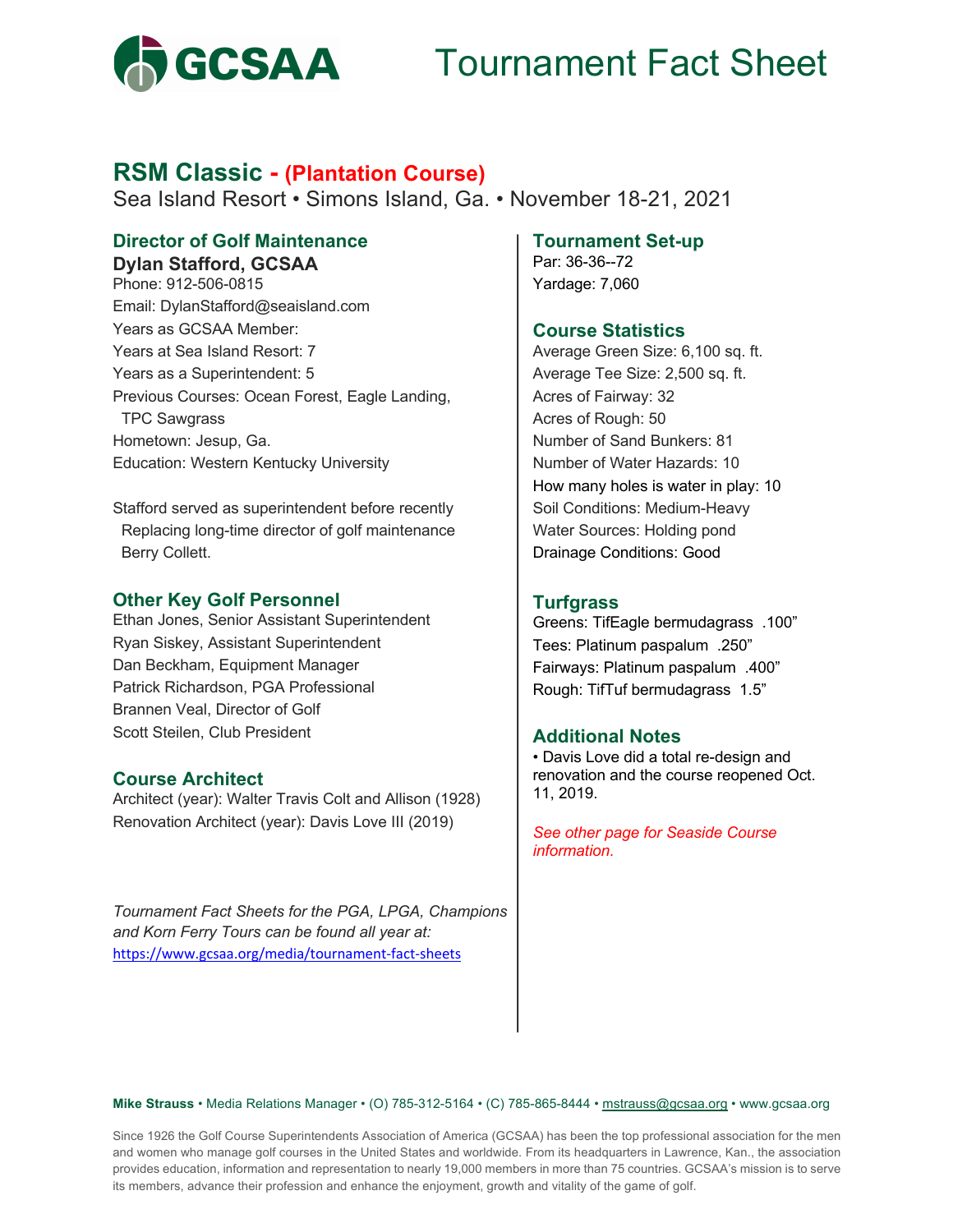# Tournament Fact Sheet

## RSM Classic - (Plantation Course)

Sea Island Resort • Simons Island, Ga. • November 18-21, 2021

### Director of Golf Maintenance

**Dylan Stafford, GCSAA**

Phone: 912-506-0815
Email: DylanStafford@seaisland.com
Years as GCSAA Member:
Years at Sea Island Resort: 7
Years as a Superintendent: 5
Previous Courses: Ocean Forest, Eagle Landing, TPC Sawgrass
Hometown: Jesup, Ga.
Education: Western Kentucky University

Stafford served as superintendent before recently Replacing long-time director of golf maintenance Berry Collett.

### Other Key Golf Personnel

Ethan Jones, Senior Assistant Superintendent
Ryan Siskey, Assistant Superintendent
Dan Beckham, Equipment Manager
Patrick Richardson, PGA Professional
Brannen Veal, Director of Golf
Scott Steilen, Club President

### Course Architect

Architect (year): Walter Travis Colt and Allison (1928)
Renovation Architect (year): Davis Love III (2019)

*Tournament Fact Sheets for the PGA, LPGA, Champions and Korn Ferry Tours can be found all year at:*
https://www.gcsaa.org/media/tournament-fact-sheets

### Tournament Set-up

Par: 36-36--72
Yardage: 7,060

### Course Statistics

Average Green Size: 6,100 sq. ft.
Average Tee Size: 2,500 sq. ft.
Acres of Fairway: 32
Acres of Rough: 50
Number of Sand Bunkers: 81
Number of Water Hazards: 10
How many holes is water in play: 10
Soil Conditions: Medium-Heavy
Water Sources: Holding pond
Drainage Conditions: Good

### Turfgrass

Greens: TifEagle bermudagrass .100"
Tees: Platinum paspalum .250"
Fairways: Platinum paspalum .400"
Rough: TifTuf bermudagrass 1.5"

### Additional Notes

- Davis Love did a total re-design and renovation and the course reopened Oct. 11, 2019.

*See other page for Seaside Course information.*

**Mike Strauss** • Media Relations Manager • (O) 785-312-5164 • (C) 785-865-8444 • mstrauss@gcsaa.org • www.gcsaa.org

Since 1926 the Golf Course Superintendents Association of America (GCSAA) has been the top professional association for the men and women who manage golf courses in the United States and worldwide. From its headquarters in Lawrence, Kan., the association provides education, information and representation to nearly 19,000 members in more than 75 countries. GCSAA's mission is to serve its members, advance their profession and enhance the enjoyment, growth and vitality of the game of golf.